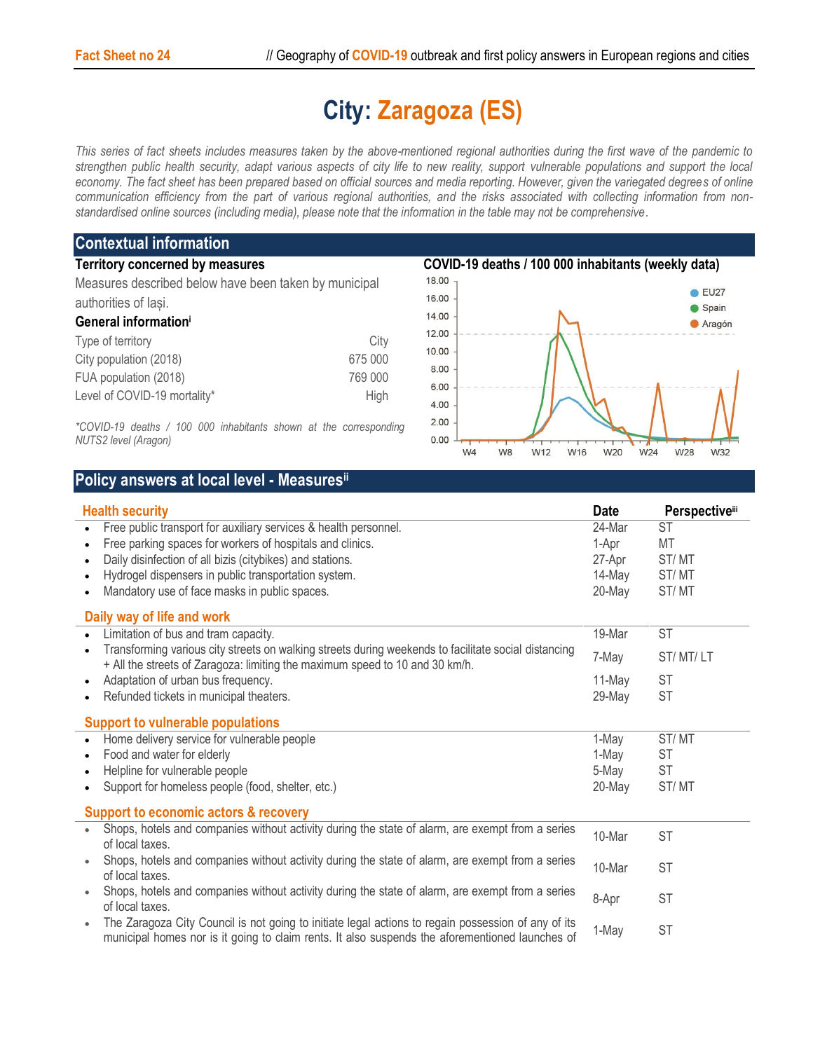# City: Zaragoza (ES)

*This series of fact sheets includes measures taken by the above-mentioned regional authorities during the first wave of the pandemic to strengthen public health security, adapt various aspects of city life to new reality, support vulnerable populations and support the local economy. The fact sheet has been prepared based on official sources and media reporting. However, given the variegated degrees of online communication efficiency from the part of various regional authorities, and the risks associated with collecting information from non-standardised online sources (including media), please note that the information in the table may not be comprehensive.*

## Contextual information

### Territory concerned by measures

Measures described below have been taken by municipal authorities of Iași.

### General information[i]

| | |
|---|---|
| Type of territory | City |
| City population (2018) | 675 000 |
| FUA population (2018) | 769 000 |
| Level of COVID-19 mortality* | High |

*\*COVID-19 deaths / 100 000 inhabitants shown at the corresponding NUTS2 level (Aragon)*

### COVID-19 deaths / 100 000 inhabitants (weekly data)

## Policy answers at local level - Measures[ii]

| Health security | Date | Perspective[iii] |
|---|---|---|
| • Free public transport for auxiliary services & health personnel. | 24-Mar | ST |
| • Free parking spaces for workers of hospitals and clinics. | 1-Apr | MT |
| • Daily disinfection of all bizis (citybikes) and stations. | 27-Apr | ST/ MT |
| • Hydrogel dispensers in public transportation system. | 14-May | ST/ MT |
| • Mandatory use of face masks in public spaces. | 20-May | ST/ MT |

| Daily way of life and work | | |
|---|---|---|
| • Limitation of bus and tram capacity. | 19-Mar | ST |
| • Transforming various city streets on walking streets during weekends to facilitate social distancing + All the streets of Zaragoza: limiting the maximum speed to 10 and 30 km/h. | 7-May | ST/ MT/ LT |
| • Adaptation of urban bus frequency. | 11-May | ST |
| • Refunded tickets in municipal theaters. | 29-May | ST |

| Support to vulnerable populations | | |
|---|---|---|
| • Home delivery service for vulnerable people | 1-May | ST/ MT |
| • Food and water for elderly | 1-May | ST |
| • Helpline for vulnerable people | 5-May | ST |
| • Support for homeless people (food, shelter, etc.) | 20-May | ST/ MT |

| Support to economic actors & recovery | | |
|---|---|---|
| • Shops, hotels and companies without activity during the state of alarm, are exempt from a series of local taxes. | 10-Mar | ST |
| • Shops, hotels and companies without activity during the state of alarm, are exempt from a series of local taxes. | 10-Mar | ST |
| • Shops, hotels and companies without activity during the state of alarm, are exempt from a series of local taxes. | 8-Apr | ST |
| • The Zaragoza City Council is not going to initiate legal actions to regain possession of any of its municipal homes nor is it going to claim rents. It also suspends the aforementioned launches of | 1-May | ST |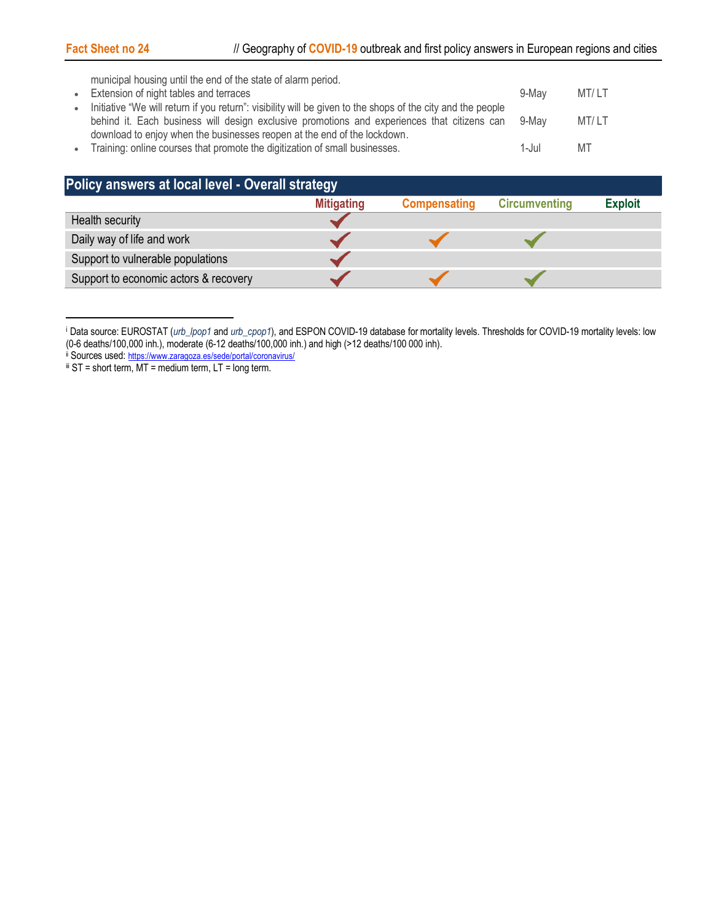municipal housing until the end of the state of alarm period.

| | | |
|---|---|---|
| • Extension of night tables and terraces | 9-May | MT/ LT |
| • Initiative "We will return if you return": visibility will be given to the shops of the city and the people behind it. Each business will design exclusive promotions and experiences that citizens can download to enjoy when the businesses reopen at the end of the lockdown. | 9-May | MT/ LT |
| • Training: online courses that promote the digitization of small businesses. | 1-Jul | MT |

## Policy answers at local level - Overall strategy

| | Mitigating | Compensating | Circumventing | Exploit |
|---|---|---|---|---|
| Health security | ✓ | | | |
| Daily way of life and work | ✓ | ✓ | ✓ | |
| Support to vulnerable populations | ✓ | | | |
| Support to economic actors & recovery | ✓ | ✓ | ✓ | |

---

[i] Data source: EUROSTAT (*urb_lpop1* and *urb_cpop1*), and ESPON COVID-19 database for mortality levels. Thresholds for COVID-19 mortality levels: low (0-6 deaths/100,000 inh.), moderate (6-12 deaths/100,000 inh.) and high (>12 deaths/100 000 inh).

[ii] Sources used: https://www.zaragoza.es/sede/portal/coronavirus/

[iii] ST = short term, MT = medium term, LT = long term.